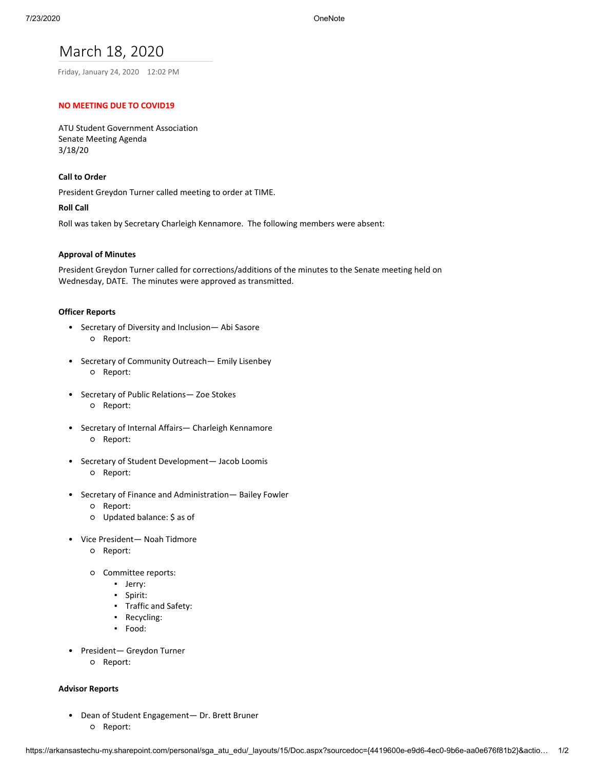# March 18, 2020

Friday, January 24, 2020 12:02 PM

**NO MEETING DUE TO COVID19**

ATU Student Government Association
Senate Meeting Agenda
3/18/20

**Call to Order**

President Greydon Turner called meeting to order at TIME.

**Roll Call**

Roll was taken by Secretary Charleigh Kennamore. The following members were absent:

**Approval of Minutes**

President Greydon Turner called for corrections/additions of the minutes to the Senate meeting held on Wednesday, DATE. The minutes were approved as transmitted.

**Officer Reports**

- Secretary of Diversity and Inclusion— Abi Sasore
  - Report:
- Secretary of Community Outreach— Emily Lisenbey
  - Report:
- Secretary of Public Relations— Zoe Stokes
  - Report:
- Secretary of Internal Affairs— Charleigh Kennamore
  - Report:
- Secretary of Student Development— Jacob Loomis
  - Report:
- Secretary of Finance and Administration— Bailey Fowler
  - Report:
  - Updated balance: $ as of
- Vice President— Noah Tidmore
  - Report:
  - Committee reports:
    - Jerry:
    - Spirit:
    - Traffic and Safety:
    - Recycling:
    - Food:
- President— Greydon Turner
  - Report:

**Advisor Reports**

- Dean of Student Engagement— Dr. Brett Bruner
  - Report: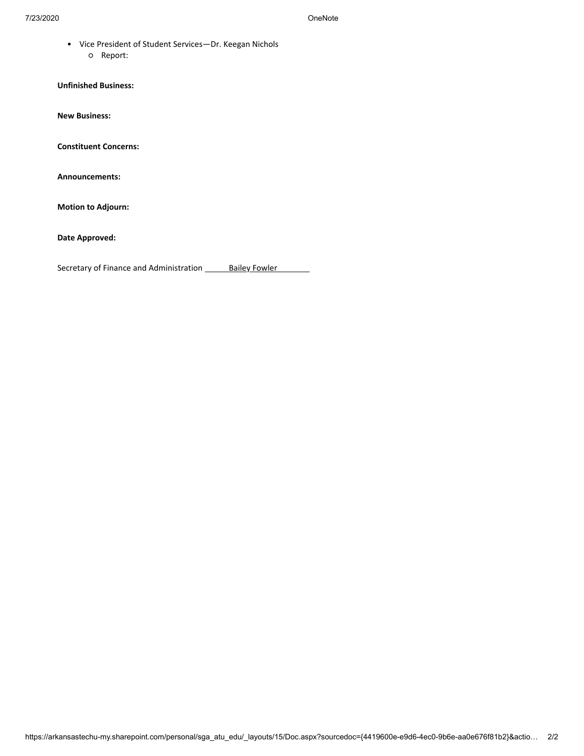- Vice President of Student Services—Dr. Keegan Nichols
    - Report:

**Unfinished Business:**

**New Business:**

**Constituent Concerns:**

**Announcements:**

**Motion to Adjourn:**

**Date Approved:**

Secretary of Finance and Administration ______Bailey Fowler________